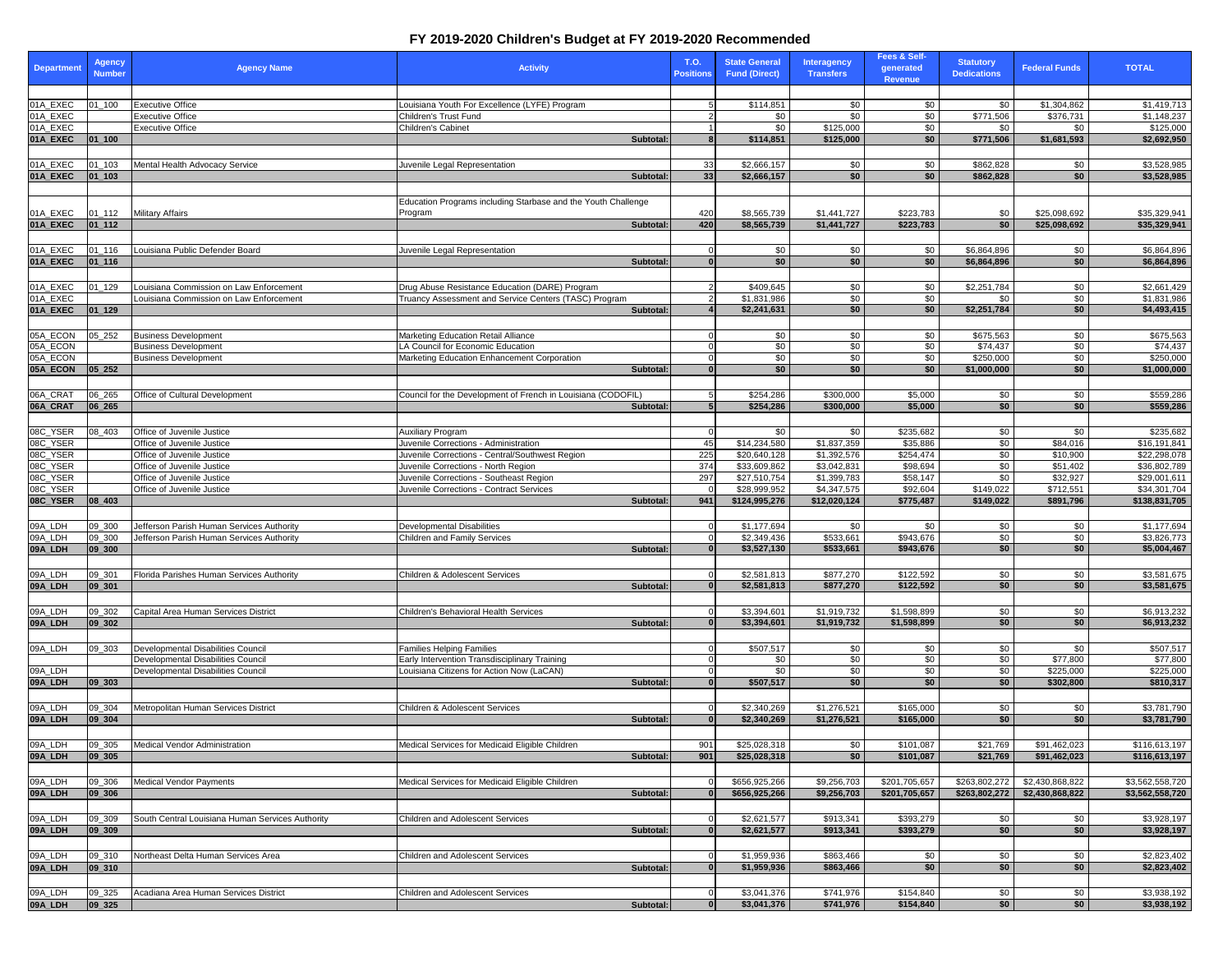# FY 2019-2020 Children's Budget at FY 2019-2020 Recommended

| Department | Agency Number | Agency Name | Activity | T.O. Positions | State General Fund (Direct) | Interagency Transfers | Fees & Self-generated Revenue | Statutory Dedications | Federal Funds | TOTAL |
|---|---|---|---|---|---|---|---|---|---|---|
| 01A_EXEC | 01_100 | Executive Office | Louisiana Youth For Excellence (LYFE) Program | 5 | $114,851 | $0 | $0 | $0 | $1,304,862 | $1,419,713 |
| 01A_EXEC | | Executive Office | Children's Trust Fund | 2 | $0 | $0 | $0 | $771,506 | $376,731 | $1,148,237 |
| 01A_EXEC | | Executive Office | Children's Cabinet | 1 | $0 | $125,000 | $0 | $0 | $0 | $125,000 |
| **01A_EXEC** | **01_100** | | **Subtotal:** | **8** | **$114,851** | **$125,000** | **$0** | **$771,506** | **$1,681,593** | **$2,692,950** |
| 01A_EXEC | 01_103 | Mental Health Advocacy Service | Juvenile Legal Representation | 33 | $2,666,157 | $0 | $0 | $862,828 | $0 | $3,528,985 |
| **01A_EXEC** | **01_103** | | **Subtotal:** | **33** | **$2,666,157** | **$0** | **$0** | **$862,828** | **$0** | **$3,528,985** |
| 01A_EXEC | 01_112 | Military Affairs | Education Programs including Starbase and the Youth Challenge Program | 420 | $8,565,739 | $1,441,727 | $223,783 | $0 | $25,098,692 | $35,329,941 |
| **01A_EXEC** | **01_112** | | **Subtotal:** | **420** | **$8,565,739** | **$1,441,727** | **$223,783** | **$0** | **$25,098,692** | **$35,329,941** |
| 01A_EXEC | 01_116 | Louisiana Public Defender Board | Juvenile Legal Representation | 0 | $0 | $0 | $0 | $6,864,896 | $0 | $6,864,896 |
| **01A_EXEC** | **01_116** | | **Subtotal:** | **0** | **$0** | **$0** | **$0** | **$6,864,896** | **$0** | **$6,864,896** |
| 01A_EXEC | 01_129 | Louisiana Commission on Law Enforcement | Drug Abuse Resistance Education (DARE) Program | 2 | $409,645 | $0 | $0 | $2,251,784 | $0 | $2,661,429 |
| 01A_EXEC | | Louisiana Commission on Law Enforcement | Truancy Assessment and Service Centers (TASC) Program | 2 | $1,831,986 | $0 | $0 | $0 | $0 | $1,831,986 |
| **01A_EXEC** | **01_129** | | **Subtotal:** | **4** | **$2,241,631** | **$0** | **$0** | **$2,251,784** | **$0** | **$4,493,415** |
| 05A_ECON | 05_252 | Business Development | Marketing Education Retail Alliance | 0 | $0 | $0 | $0 | $675,563 | $0 | $675,563 |
| 05A_ECON | | Business Development | LA Council for Economic Education | 0 | $0 | $0 | $0 | $74,437 | $0 | $74,437 |
| 05A_ECON | | Business Development | Marketing Education Enhancement Corporation | 0 | $0 | $0 | $0 | $250,000 | $0 | $250,000 |
| **05A_ECON** | **05_252** | | **Subtotal:** | **0** | **$0** | **$0** | **$0** | **$1,000,000** | **$0** | **$1,000,000** |
| 06A_CRAT | 06_265 | Office of Cultural Development | Council for the Development of French in Louisiana (CODOFIL) | 5 | $254,286 | $300,000 | $5,000 | $0 | $0 | $559,286 |
| **06A_CRAT** | **06_265** | | **Subtotal:** | **5** | **$254,286** | **$300,000** | **$5,000** | **$0** | **$0** | **$559,286** |
| 08C_YSER | 08_403 | Office of Juvenile Justice | Auxiliary Program | 0 | $0 | $0 | $235,682 | $0 | $0 | $235,682 |
| 08C_YSER | | Office of Juvenile Justice | Juvenile Corrections - Administration | 45 | $14,234,580 | $1,837,359 | $35,886 | $0 | $84,016 | $16,191,841 |
| 08C_YSER | | Office of Juvenile Justice | Juvenile Corrections - Central/Southwest Region | 225 | $20,640,128 | $1,392,576 | $254,474 | $0 | $10,900 | $22,298,078 |
| 08C_YSER | | Office of Juvenile Justice | Juvenile Corrections - North Region | 374 | $33,609,862 | $3,042,831 | $98,694 | $0 | $51,402 | $36,802,789 |
| 08C_YSER | | Office of Juvenile Justice | Juvenile Corrections - Southeast Region | 297 | $27,510,754 | $1,399,783 | $58,147 | $0 | $32,927 | $29,001,611 |
| 08C_YSER | | Office of Juvenile Justice | Juvenile Corrections - Contract Services | 0 | $28,999,952 | $4,347,575 | $92,604 | $149,022 | $712,551 | $34,301,704 |
| **08C_YSER** | **08_403** | | **Subtotal:** | **941** | **$124,995,276** | **$12,020,124** | **$775,487** | **$149,022** | **$891,796** | **$138,831,705** |
| 09A_LDH | 09_300 | Jefferson Parish Human Services Authority | Developmental Disabilities | 0 | $1,177,694 | $0 | $0 | $0 | $0 | $1,177,694 |
| 09A_LDH | 09_300 | Jefferson Parish Human Services Authority | Children and Family Services | 0 | $2,349,436 | $533,661 | $943,676 | $0 | $0 | $3,826,773 |
| **09A_LDH** | **09_300** | | **Subtotal:** | **0** | **$3,527,130** | **$533,661** | **$943,676** | **$0** | **$0** | **$5,004,467** |
| 09A_LDH | 09_301 | Florida Parishes Human Services Authority | Children & Adolescent Services | 0 | $2,581,813 | $877,270 | $122,592 | $0 | $0 | $3,581,675 |
| **09A_LDH** | **09_301** | | **Subtotal:** | **0** | **$2,581,813** | **$877,270** | **$122,592** | **$0** | **$0** | **$3,581,675** |
| 09A_LDH | 09_302 | Capital Area Human Services District | Children's Behavioral Health Services | 0 | $3,394,601 | $1,919,732 | $1,598,899 | $0 | $0 | $6,913,232 |
| **09A_LDH** | **09_302** | | **Subtotal:** | **0** | **$3,394,601** | **$1,919,732** | **$1,598,899** | **$0** | **$0** | **$6,913,232** |
| 09A_LDH | 09_303 | Developmental Disabilities Council | Families Helping Families | 0 | $507,517 | $0 | $0 | $0 | $0 | $507,517 |
| | | Developmental Disabilities Council | Early Intervention Transdisciplinary Training | 0 | $0 | $0 | $0 | $0 | $77,800 | $77,800 |
| 09A_LDH | | Developmental Disabilities Council | Louisiana Citizens for Action Now (LaCAN) | 0 | $0 | $0 | $0 | $0 | $225,000 | $225,000 |
| **09A_LDH** | **09_303** | | **Subtotal:** | **0** | **$507,517** | **$0** | **$0** | **$0** | **$302,800** | **$810,317** |
| 09A_LDH | 09_304 | Metropolitan Human Services District | Children & Adolescent Services | 0 | $2,340,269 | $1,276,521 | $165,000 | $0 | $0 | $3,781,790 |
| **09A_LDH** | **09_304** | | **Subtotal:** | **0** | **$2,340,269** | **$1,276,521** | **$165,000** | **$0** | **$0** | **$3,781,790** |
| 09A_LDH | 09_305 | Medical Vendor Administration | Medical Services for Medicaid Eligible Children | 901 | $25,028,318 | $0 | $101,087 | $21,769 | $91,462,023 | $116,613,197 |
| **09A_LDH** | **09_305** | | **Subtotal:** | **901** | **$25,028,318** | **$0** | **$101,087** | **$21,769** | **$91,462,023** | **$116,613,197** |
| 09A_LDH | 09_306 | Medical Vendor Payments | Medical Services for Medicaid Eligible Children | 0 | $656,925,266 | $9,256,703 | $201,705,657 | $263,802,272 | $2,430,868,822 | $3,562,558,720 |
| **09A_LDH** | **09_306** | | **Subtotal:** | **0** | **$656,925,266** | **$9,256,703** | **$201,705,657** | **$263,802,272** | **$2,430,868,822** | **$3,562,558,720** |
| 09A_LDH | 09_309 | South Central Louisiana Human Services Authority | Children and Adolescent Services | 0 | $2,621,577 | $913,341 | $393,279 | $0 | $0 | $3,928,197 |
| **09A_LDH** | **09_309** | | **Subtotal:** | **0** | **$2,621,577** | **$913,341** | **$393,279** | **$0** | **$0** | **$3,928,197** |
| 09A_LDH | 09_310 | Northeast Delta Human Services Area | Children and Adolescent Services | 0 | $1,959,936 | $863,466 | $0 | $0 | $0 | $2,823,402 |
| **09A_LDH** | **09_310** | | **Subtotal:** | **0** | **$1,959,936** | **$863,466** | **$0** | **$0** | **$0** | **$2,823,402** |
| 09A_LDH | 09_325 | Acadiana Area Human Services District | Children and Adolescent Services | 0 | $3,041,376 | $741,976 | $154,840 | $0 | $0 | $3,938,192 |
| **09A_LDH** | **09_325** | | **Subtotal:** | **0** | **$3,041,376** | **$741,976** | **$154,840** | **$0** | **$0** | **$3,938,192** |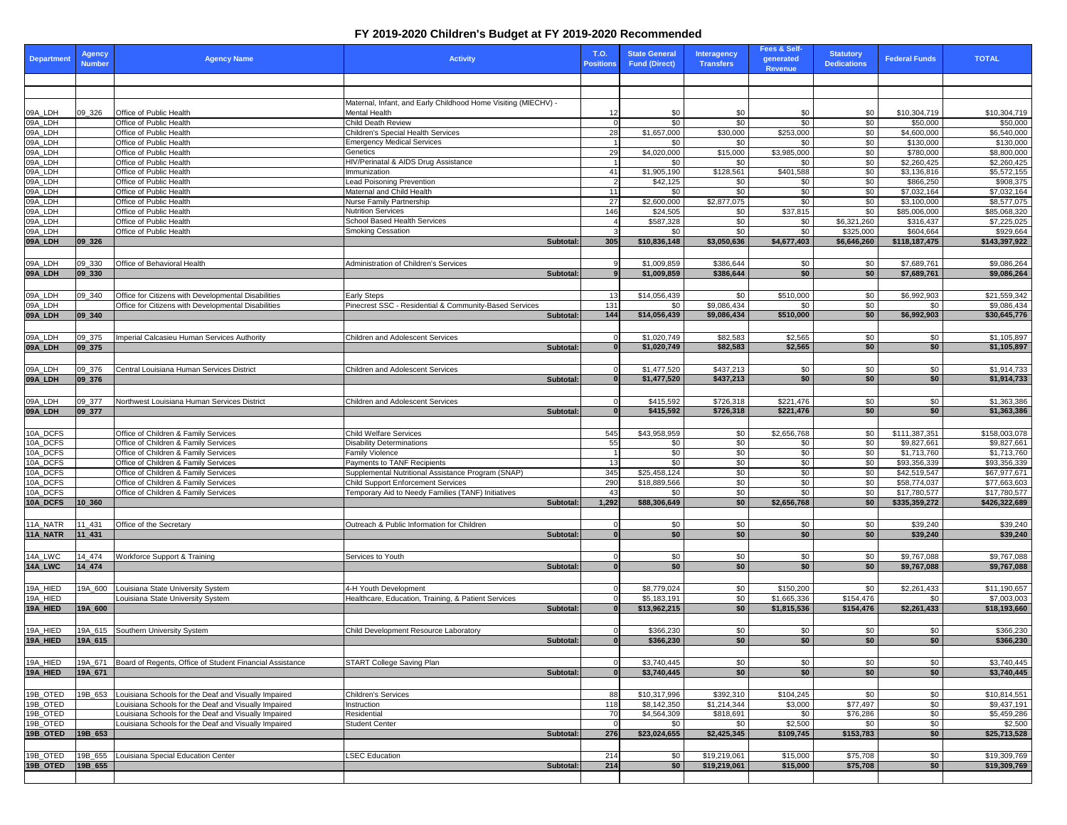# FY 2019-2020 Children's Budget at FY 2019-2020 Recommended

| Department | Agency Number | Agency Name | Activity | T.O. Positions | State General Fund (Direct) | Interagency Transfers | Fees & Self-generated Revenue | Statutory Dedications | Federal Funds | TOTAL |
|---|---|---|---|---|---|---|---|---|---|---|
| 09A_LDH | 09_326 | Office of Public Health | Maternal, Infant, and Early Childhood Home Visiting (MIECHV) - Mental Health | 12 | $0 | $0 | $0 | $0 | $10,304,719 | $10,304,719 |
| 09A_LDH | | Office of Public Health | Child Death Review | 0 | $0 | $0 | $0 | $0 | $50,000 | $50,000 |
| 09A_LDH | | Office of Public Health | Children's Special Health Services | 28 | $1,657,000 | $30,000 | $253,000 | $0 | $4,600,000 | $6,540,000 |
| 09A_LDH | | Office of Public Health | Emergency Medical Services | 1 | $0 | $0 | $0 | $0 | $130,000 | $130,000 |
| 09A_LDH | | Office of Public Health | Genetics | 29 | $4,020,000 | $15,000 | $3,985,000 | $0 | $780,000 | $8,800,000 |
| 09A_LDH | | Office of Public Health | HIV/Perinatal & AIDS Drug Assistance | 1 | $0 | $0 | $0 | $0 | $2,260,425 | $2,260,425 |
| 09A_LDH | | Office of Public Health | Immunization | 41 | $1,905,190 | $128,561 | $401,588 | $0 | $3,136,816 | $5,572,155 |
| 09A_LDH | | Office of Public Health | Lead Poisoning Prevention | 2 | $42,125 | $0 | $0 | $0 | $866,250 | $908,375 |
| 09A_LDH | | Office of Public Health | Maternal and Child Health | 11 | $0 | $0 | $0 | $0 | $7,032,164 | $7,032,164 |
| 09A_LDH | | Office of Public Health | Nurse Family Partnership | 27 | $2,600,000 | $2,877,075 | $0 | $0 | $3,100,000 | $8,577,075 |
| 09A_LDH | | Office of Public Health | Nutrition Services | 146 | $24,505 | $0 | $37,815 | $0 | $85,006,000 | $85,068,320 |
| 09A_LDH | | Office of Public Health | School Based Health Services | 4 | $587,328 | $0 | $0 | $6,321,260 | $316,437 | $7,225,025 |
| 09A_LDH | | Office of Public Health | Smoking Cessation | 3 | $0 | $0 | $0 | $325,000 | $604,664 | $929,664 |
| **09A_LDH** | **09_326** | | **Subtotal:** | **305** | **$10,836,148** | **$3,050,636** | **$4,677,403** | **$6,646,260** | **$118,187,475** | **$143,397,922** |
| 09A_LDH | 09_330 | Office of Behavioral Health | Administration of Children's Services | 9 | $1,009,859 | $386,644 | $0 | $0 | $7,689,761 | $9,086,264 |
| **09A_LDH** | **09_330** | | **Subtotal:** | **9** | **$1,009,859** | **$386,644** | **$0** | **$0** | **$7,689,761** | **$9,086,264** |
| 09A_LDH | 09_340 | Office for Citizens with Developmental Disabilities | Early Steps | 13 | $14,056,439 | $0 | $510,000 | $0 | $6,992,903 | $21,559,342 |
| 09A_LDH | | Office for Citizens with Developmental Disabilities | Pinecrest SSC - Residential & Community-Based Services | 131 | $0 | $9,086,434 | $0 | $0 | $0 | $9,086,434 |
| **09A_LDH** | **09_340** | | **Subtotal:** | **144** | **$14,056,439** | **$9,086,434** | **$510,000** | **$0** | **$6,992,903** | **$30,645,776** |
| 09A_LDH | 09_375 | Imperial Calcasieu Human Services Authority | Children and Adolescent Services | 0 | $1,020,749 | $82,583 | $2,565 | $0 | $0 | $1,105,897 |
| **09A_LDH** | **09_375** | | **Subtotal:** | **0** | **$1,020,749** | **$82,583** | **$2,565** | **$0** | **$0** | **$1,105,897** |
| 09A_LDH | 09_376 | Central Louisiana Human Services District | Children and Adolescent Services | 0 | $1,477,520 | $437,213 | $0 | $0 | $0 | $1,914,733 |
| **09A_LDH** | **09_376** | | **Subtotal:** | **0** | **$1,477,520** | **$437,213** | **$0** | **$0** | **$0** | **$1,914,733** |
| 09A_LDH | 09_377 | Northwest Louisiana Human Services District | Children and Adolescent Services | 0 | $415,592 | $726,318 | $221,476 | $0 | $0 | $1,363,386 |
| **09A_LDH** | **09_377** | | **Subtotal:** | **0** | **$415,592** | **$726,318** | **$221,476** | **$0** | **$0** | **$1,363,386** |
| 10A_DCFS | | Office of Children & Family Services | Child Welfare Services | 545 | $43,958,959 | $0 | $2,656,768 | $0 | $111,387,351 | $158,003,078 |
| 10A_DCFS | | Office of Children & Family Services | Disability Determinations | 55 | $0 | $0 | $0 | $0 | $9,827,661 | $9,827,661 |
| 10A_DCFS | | Office of Children & Family Services | Family Violence | 1 | $0 | $0 | $0 | $0 | $1,713,760 | $1,713,760 |
| 10A_DCFS | | Office of Children & Family Services | Payments to TANF Recipients | 13 | $0 | $0 | $0 | $0 | $93,356,339 | $93,356,339 |
| 10A_DCFS | | Office of Children & Family Services | Supplemental Nutritional Assistance Program (SNAP) | 345 | $25,458,124 | $0 | $0 | $0 | $42,519,547 | $67,977,671 |
| 10A_DCFS | | Office of Children & Family Services | Child Support Enforcement Services | 290 | $18,889,566 | $0 | $0 | $0 | $58,774,037 | $77,663,603 |
| 10A_DCFS | | Office of Children & Family Services | Temporary Aid to Needy Families (TANF) Initiatives | 43 | $0 | $0 | $0 | $0 | $17,780,577 | $17,780,577 |
| **10A_DCFS** | **10_360** | | **Subtotal:** | **1,292** | **$88,306,649** | **$0** | **$2,656,768** | **$0** | **$335,359,272** | **$426,322,689** |
| 11A_NATR | 11_431 | Office of the Secretary | Outreach & Public Information for Children | 0 | $0 | $0 | $0 | $0 | $39,240 | $39,240 |
| **11A_NATR** | **11_431** | | **Subtotal:** | **0** | **$0** | **$0** | **$0** | **$0** | **$39,240** | **$39,240** |
| 14A_LWC | 14_474 | Workforce Support & Training | Services to Youth | 0 | $0 | $0 | $0 | $0 | $9,767,088 | $9,767,088 |
| **14A_LWC** | **14_474** | | **Subtotal:** | **0** | **$0** | **$0** | **$0** | **$0** | **$9,767,088** | **$9,767,088** |
| 19A_HIED | 19A_600 | Louisiana State University System | 4-H Youth Development | 0 | $8,779,024 | $0 | $150,200 | $0 | $2,261,433 | $11,190,657 |
| 19A_HIED | | Louisiana State University System | Healthcare, Education, Training, & Patient Services | 0 | $5,183,191 | $0 | $1,665,336 | $154,476 | $0 | $7,003,003 |
| **19A_HIED** | **19A_600** | | **Subtotal:** | **0** | **$13,962,215** | **$0** | **$1,815,536** | **$154,476** | **$2,261,433** | **$18,193,660** |
| 19A_HIED | 19A_615 | Southern University System | Child Development Resource Laboratory | 0 | $366,230 | $0 | $0 | $0 | $0 | $366,230 |
| **19A_HIED** | **19A_615** | | **Subtotal:** | **0** | **$366,230** | **$0** | **$0** | **$0** | **$0** | **$366,230** |
| 19A_HIED | 19A_671 | Board of Regents, Office of Student Financial Assistance | START College Saving Plan | 0 | $3,740,445 | $0 | $0 | $0 | $0 | $3,740,445 |
| **19A_HIED** | **19A_671** | | **Subtotal:** | **0** | **$3,740,445** | **$0** | **$0** | **$0** | **$0** | **$3,740,445** |
| 19B_OTED | 19B_653 | Louisiana Schools for the Deaf and Visually Impaired | Children's Services | 88 | $10,317,996 | $392,310 | $104,245 | $0 | $0 | $10,814,551 |
| 19B_OTED | | Louisiana Schools for the Deaf and Visually Impaired | Instruction | 118 | $8,142,350 | $1,214,344 | $3,000 | $77,497 | $0 | $9,437,191 |
| 19B_OTED | | Louisiana Schools for the Deaf and Visually Impaired | Residential | 70 | $4,564,309 | $818,691 | $0 | $76,286 | $0 | $5,459,286 |
| 19B_OTED | | Louisiana Schools for the Deaf and Visually Impaired | Student Center | 0 | $0 | $0 | $2,500 | $0 | $0 | $2,500 |
| **19B_OTED** | **19B_653** | | **Subtotal:** | **276** | **$23,024,655** | **$2,425,345** | **$109,745** | **$153,783** | **$0** | **$25,713,528** |
| 19B_OTED | 19B_655 | Louisiana Special Education Center | LSEC Education | 214 | $0 | $19,219,061 | $15,000 | $75,708 | $0 | $19,309,769 |
| **19B_OTED** | **19B_655** | | **Subtotal:** | **214** | **$0** | **$19,219,061** | **$15,000** | **$75,708** | **$0** | **$19,309,769** |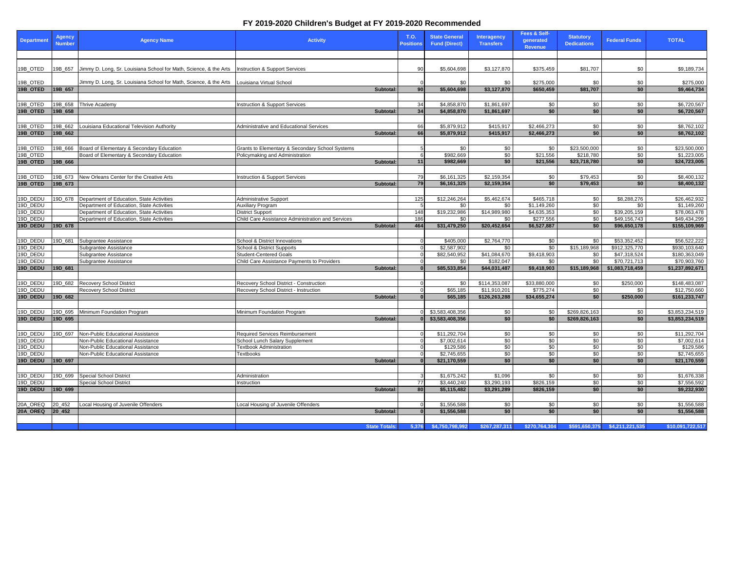# FY 2019-2020 Children's Budget at FY 2019-2020 Recommended

| Department | Agency Number | Agency Name | Activity | T.O. Positions | State General Fund (Direct) | Interagency Transfers | Fees & Self-generated Revenue | Statutory Dedications | Federal Funds | TOTAL |
|---|---|---|---|---|---|---|---|---|---|---|
| 19B_OTED | 19B_657 | Jimmy D. Long, Sr. Louisiana School for Math, Science, & the Arts | Instruction & Support Services | 90 | $5,604,698 | $3,127,870 | $375,459 | $81,707 | $0 | $9,189,734 |
| 19B_OTED | | Jimmy D. Long, Sr. Louisiana School for Math, Science, & the Arts | Louisiana Virtual School | 0 | $0 | $0 | $275,000 | $0 | $0 | $275,000 |
| **19B_OTED** | **19B_657** | | **Subtotal:** | **90** | **$5,604,698** | **$3,127,870** | **$650,459** | **$81,707** | **$0** | **$9,464,734** |
| 19B_OTED | 19B_658 | Thrive Academy | Instruction & Support Services | 34 | $4,858,870 | $1,861,697 | $0 | $0 | $0 | $6,720,567 |
| **19B_OTED** | **19B_658** | | **Subtotal:** | **34** | **$4,858,870** | **$1,861,697** | **$0** | **$0** | **$0** | **$6,720,567** |
| 19B_OTED | 19B_662 | Louisiana Educational Television Authority | Administrative and Educational Services | 66 | $5,879,912 | $415,917 | $2,466,273 | $0 | $0 | $8,762,102 |
| **19B_OTED** | **19B_662** | | **Subtotal:** | **66** | **$5,879,912** | **$415,917** | **$2,466,273** | **$0** | **$0** | **$8,762,102** |
| 19B_OTED | 19B_666 | Board of Elementary & Secondary Education | Grants to Elementary & Secondary School Systems | 5 | $0 | $0 | $0 | $23,500,000 | $0 | $23,500,000 |
| 19B_OTED | | Board of Elementary & Secondary Education | Policymaking and Administration | 6 | $982,669 | $0 | $21,556 | $218,780 | $0 | $1,223,005 |
| **19B_OTED** | **19B_666** | | **Subtotal:** | **11** | **$982,669** | **$0** | **$21,556** | **$23,718,780** | **$0** | **$24,723,005** |
| 19B_OTED | 19B_673 | New Orleans Center for the Creative Arts | Instruction & Support Services | 79 | $6,161,325 | $2,159,354 | $0 | $79,453 | $0 | $8,400,132 |
| **19B_OTED** | **19B_673** | | **Subtotal:** | **79** | **$6,161,325** | **$2,159,354** | **$0** | **$79,453** | **$0** | **$8,400,132** |
| 19D_DEDU | 19D_678 | Department of Education, State Activities | Administrative Support | 125 | $12,246,264 | $5,462,674 | $465,718 | $0 | $8,288,276 | $26,462,932 |
| 19D_DEDU | | Department of Education, State Activities | Auxiliary Program | 5 | $0 | $0 | $1,149,260 | $0 | $0 | $1,149,260 |
| 19D_DEDU | | Department of Education, State Activities | District Support | 148 | $19,232,986 | $14,989,980 | $4,635,353 | $0 | $39,205,159 | $78,063,478 |
| 19D_DEDU | | Department of Education, State Activities | Child Care Assistance Administration and Services | 186 | $0 | $0 | $277,556 | $0 | $49,156,743 | $49,434,299 |
| **19D_DEDU** | **19D_678** | | **Subtotal:** | **464** | **$31,479,250** | **$20,452,654** | **$6,527,887** | **$0** | **$96,650,178** | **$155,109,969** |
| 19D_DEDU | 19D_681 | Subgrantee Assistance | School & District Innovations | 0 | $405,000 | $2,764,770 | $0 | $0 | $53,352,452 | $56,522,222 |
| 19D_DEDU | | Subgrantee Assistance | School & District Supports | 0 | $2,587,902 | $0 | $0 | $15,189,968 | $912,325,770 | $930,103,640 |
| 19D_DEDU | | Subgrantee Assistance | Student-Centered Goals | 0 | $82,540,952 | $41,084,670 | $9,418,903 | $0 | $47,318,524 | $180,363,049 |
| 19D_DEDU | | Subgrantee Assistance | Child Care Assistance Payments to Providers | 0 | $0 | $182,047 | $0 | $0 | $70,721,713 | $70,903,760 |
| **19D_DEDU** | **19D_681** | | **Subtotal:** | **0** | **$85,533,854** | **$44,031,487** | **$9,418,903** | **$15,189,968** | **$1,083,718,459** | **$1,237,892,671** |
| 19D_DEDU | 19D_682 | Recovery School District | Recovery School District - Construction | 0 | $0 | $114,353,087 | $33,880,000 | $0 | $250,000 | $148,483,087 |
| 19D_DEDU | | Recovery School District | Recovery School District - Instruction | 0 | $65,185 | $11,910,201 | $775,274 | $0 | $0 | $12,750,660 |
| **19D_DEDU** | **19D_682** | | **Subtotal:** | **0** | **$65,185** | **$126,263,288** | **$34,655,274** | **$0** | **$250,000** | **$161,233,747** |
| 19D_DEDU | 19D_695 | Minimum Foundation Program | Minimum Foundation Program | 0 | $3,583,408,356 | $0 | $0 | $269,826,163 | $0 | $3,853,234,519 |
| **19D_DEDU** | **19D_695** | | **Subtotal:** | **0** | **$3,583,408,356** | **$0** | **$0** | **$269,826,163** | **$0** | **$3,853,234,519** |
| 19D_DEDU | 19D_697 | Non-Public Educational Assistance | Required Services Reimbursement | 0 | $11,292,704 | $0 | $0 | $0 | $0 | $11,292,704 |
| 19D_DEDU | | Non-Public Educational Assistance | School Lunch Salary Supplement | 0 | $7,002,614 | $0 | $0 | $0 | $0 | $7,002,614 |
| 19D_DEDU | | Non-Public Educational Assistance | Textbook Administration | 0 | $129,586 | $0 | $0 | $0 | $0 | $129,586 |
| 19D_DEDU | | Non-Public Educational Assistance | Textbooks | 0 | $2,745,655 | $0 | $0 | $0 | $0 | $2,745,655 |
| **19D_DEDU** | **19D_697** | | **Subtotal:** | **0** | **$21,170,559** | **$0** | **$0** | **$0** | **$0** | **$21,170,559** |
| 19D_DEDU | 19D_699 | Special School District | Administration | 3 | $1,675,242 | $1,096 | $0 | $0 | $0 | $1,676,338 |
| 19D_DEDU | | Special School District | Instruction | 77 | $3,440,240 | $3,290,193 | $826,159 | $0 | $0 | $7,556,592 |
| **19D_DEDU** | **19D_699** | | **Subtotal:** | **80** | **$5,115,482** | **$3,291,289** | **$826,159** | **$0** | **$0** | **$9,232,930** |
| 20A_OREQ | 20_452 | Local Housing of Juvenile Offenders | Local Housing of Juvenile Offenders | 0 | $1,556,588 | $0 | $0 | $0 | $0 | $1,556,588 |
| **20A_OREQ** | **20_452** | | **Subtotal:** | **0** | **$1,556,588** | **$0** | **$0** | **$0** | **$0** | **$1,556,588** |
| | | | **State Totals:** | **5,376** | **$4,750,798,992** | **$267,287,311** | **$270,764,304** | **$591,650,375** | **$4,211,221,535** | **$10,091,722,517** |